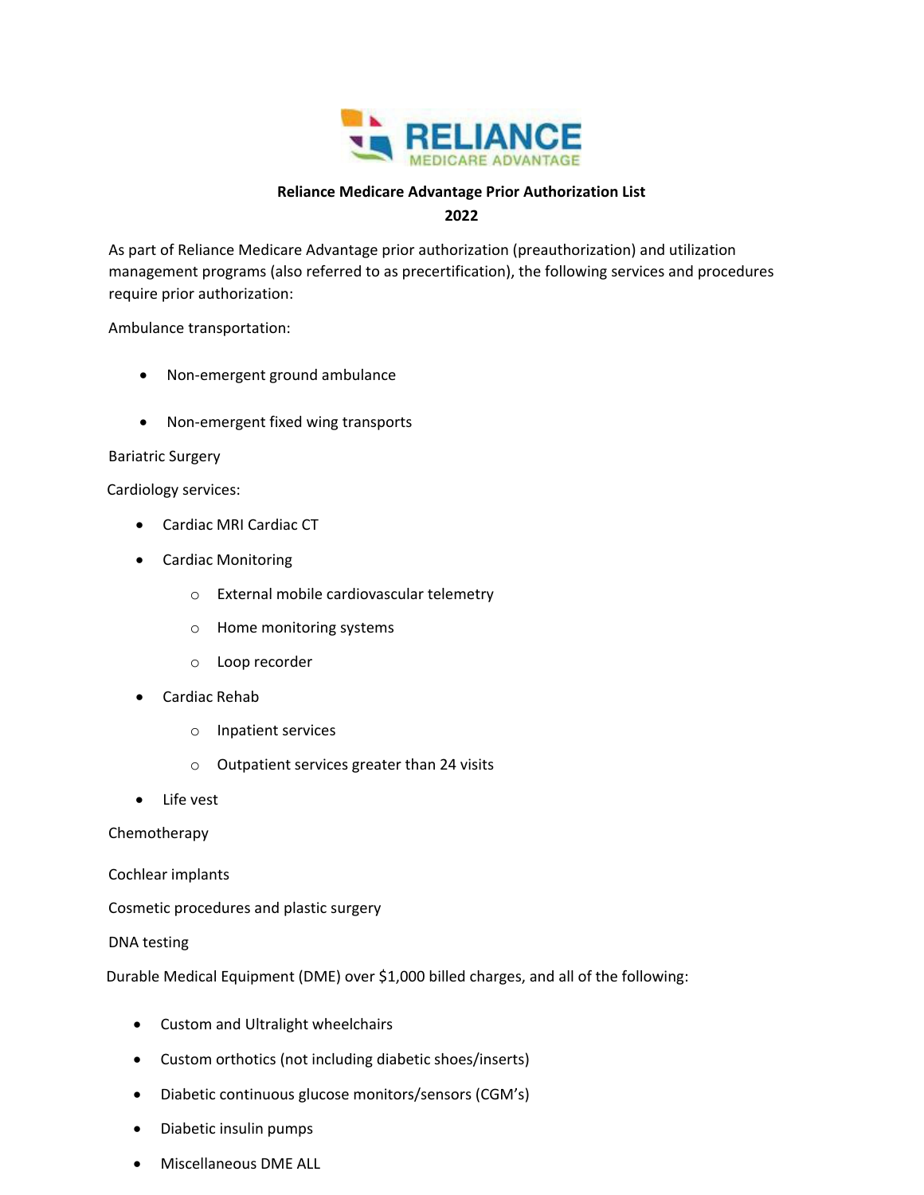# Reliance Medicare Advantage Prior Authorization List

## 2022

As part of Reliance Medicare Advantage prior authorization (preauthorization) and utilization management programs (also referred to as precertification), the following services and procedures require prior authorization:

Ambulance transportation:

- Non-emergent ground ambulance
- Non-emergent fixed wing transports

Bariatric Surgery

Cardiology services:

- Cardiac MRI Cardiac CT
- Cardiac Monitoring
  - External mobile cardiovascular telemetry
  - Home monitoring systems
  - Loop recorder
- Cardiac Rehab
  - Inpatient services
  - Outpatient services greater than 24 visits
- Life vest

Chemotherapy

Cochlear implants

Cosmetic procedures and plastic surgery

DNA testing

Durable Medical Equipment (DME) over $1,000 billed charges, and all of the following:

- Custom and Ultralight wheelchairs
- Custom orthotics (not including diabetic shoes/inserts)
- Diabetic continuous glucose monitors/sensors (CGM's)
- Diabetic insulin pumps
- Miscellaneous DME ALL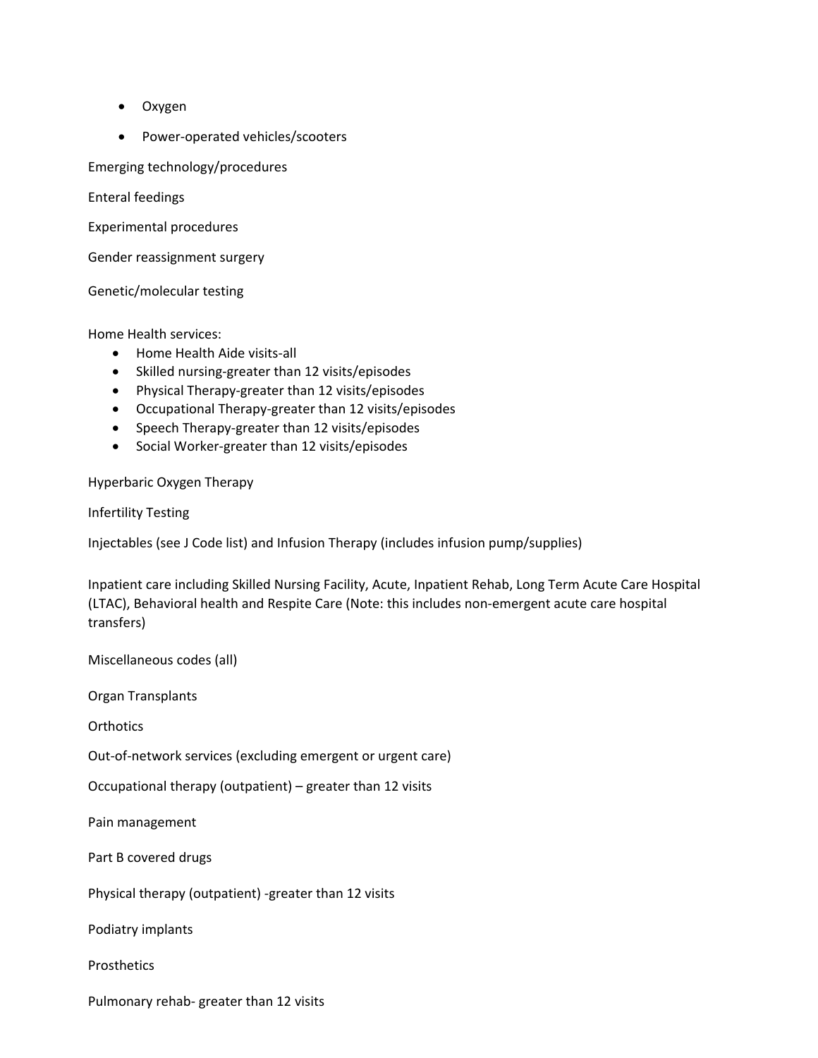- Oxygen
- Power-operated vehicles/scooters

Emerging technology/procedures

Enteral feedings

Experimental procedures

Gender reassignment surgery

Genetic/molecular testing

Home Health services:

- Home Health Aide visits-all
- Skilled nursing-greater than 12 visits/episodes
- Physical Therapy-greater than 12 visits/episodes
- Occupational Therapy-greater than 12 visits/episodes
- Speech Therapy-greater than 12 visits/episodes
- Social Worker-greater than 12 visits/episodes

Hyperbaric Oxygen Therapy

Infertility Testing

Injectables (see J Code list) and Infusion Therapy (includes infusion pump/supplies)

Inpatient care including Skilled Nursing Facility, Acute, Inpatient Rehab, Long Term Acute Care Hospital (LTAC), Behavioral health and Respite Care (Note: this includes non-emergent acute care hospital transfers)

Miscellaneous codes (all)

Organ Transplants

Orthotics

Out-of-network services (excluding emergent or urgent care)

Occupational therapy (outpatient) – greater than 12 visits

Pain management

Part B covered drugs

Physical therapy (outpatient) -greater than 12 visits

Podiatry implants

Prosthetics

Pulmonary rehab- greater than 12 visits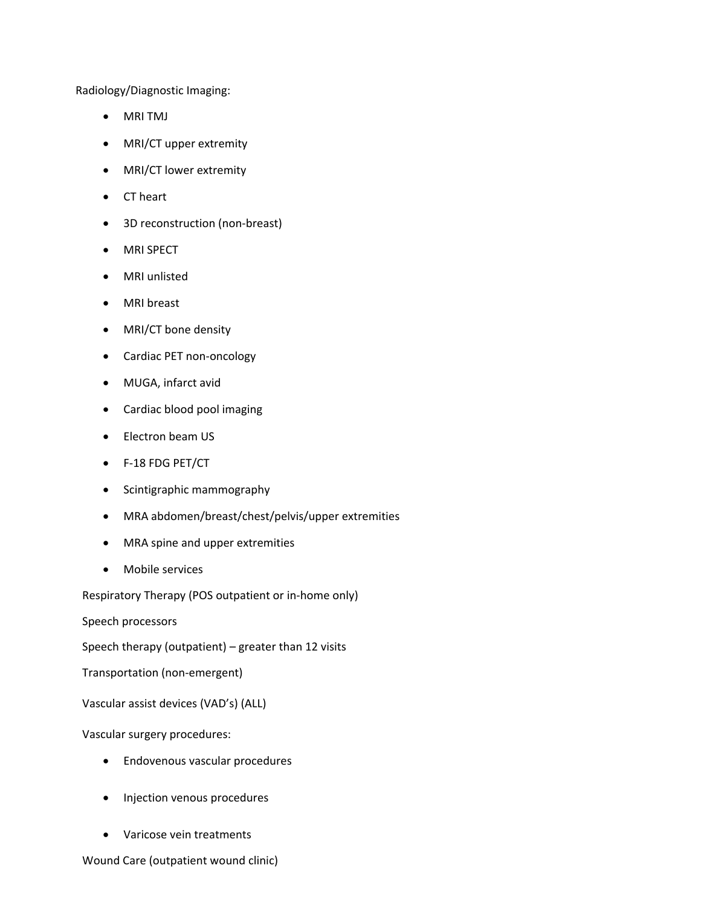Radiology/Diagnostic Imaging:

- MRI TMJ
- MRI/CT upper extremity
- MRI/CT lower extremity
- CT heart
- 3D reconstruction (non-breast)
- MRI SPECT
- MRI unlisted
- MRI breast
- MRI/CT bone density
- Cardiac PET non-oncology
- MUGA, infarct avid
- Cardiac blood pool imaging
- Electron beam US
- F-18 FDG PET/CT
- Scintigraphic mammography
- MRA abdomen/breast/chest/pelvis/upper extremities
- MRA spine and upper extremities
- Mobile services

Respiratory Therapy (POS outpatient or in-home only)

Speech processors

Speech therapy (outpatient) – greater than 12 visits

Transportation (non-emergent)

Vascular assist devices (VAD's) (ALL)

Vascular surgery procedures:

- Endovenous vascular procedures
- Injection venous procedures
- Varicose vein treatments

Wound Care (outpatient wound clinic)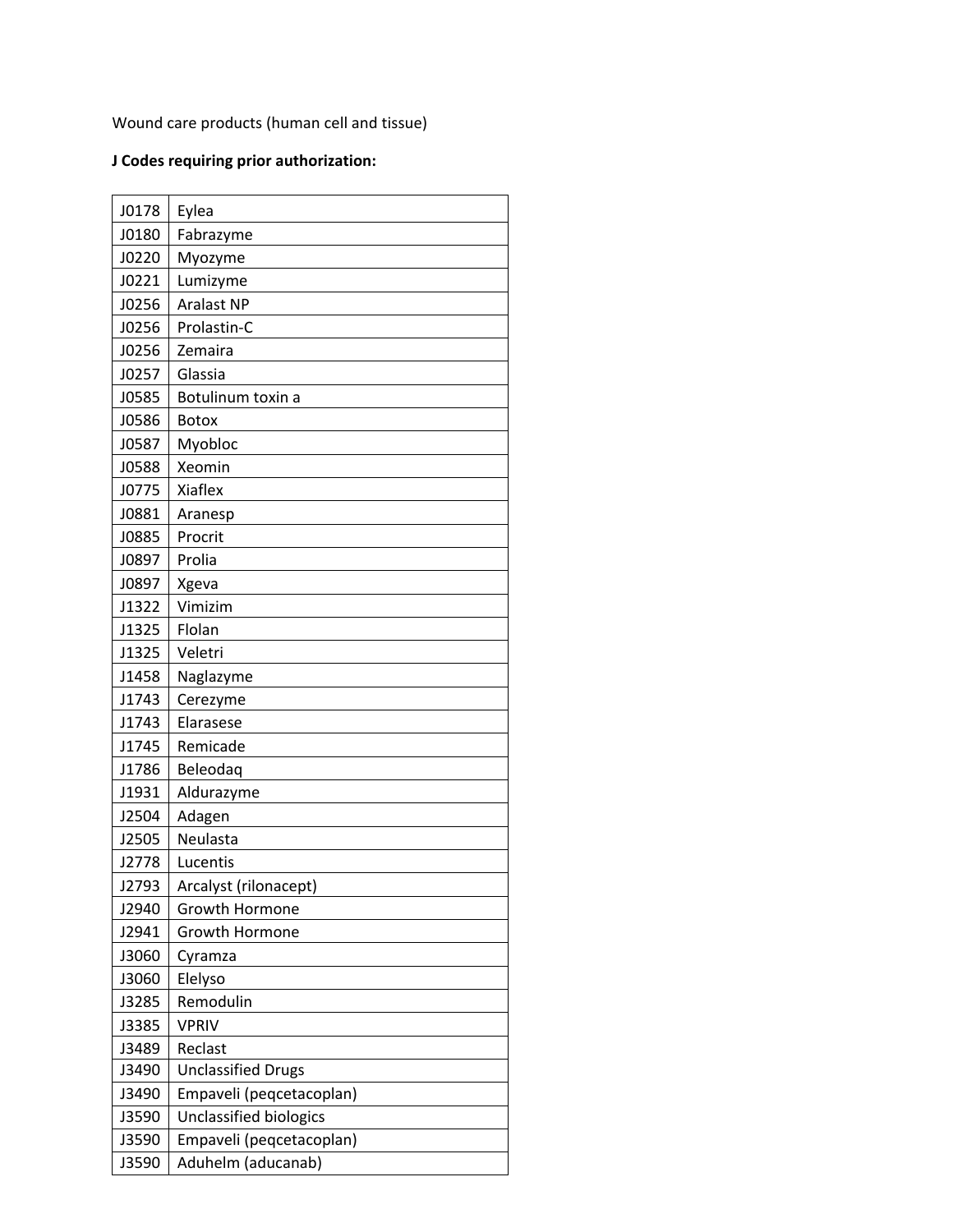Wound care products (human cell and tissue)

**J Codes requiring prior authorization:**

| | |
|---|---|
| J0178 | Eylea |
| J0180 | Fabrazyme |
| J0220 | Myozyme |
| J0221 | Lumizyme |
| J0256 | Aralast NP |
| J0256 | Prolastin-C |
| J0256 | Zemaira |
| J0257 | Glassia |
| J0585 | Botulinum toxin a |
| J0586 | Botox |
| J0587 | Myobloc |
| J0588 | Xeomin |
| J0775 | Xiaflex |
| J0881 | Aranesp |
| J0885 | Procrit |
| J0897 | Prolia |
| J0897 | Xgeva |
| J1322 | Vimizim |
| J1325 | Flolan |
| J1325 | Veletri |
| J1458 | Naglazyme |
| J1743 | Cerezyme |
| J1743 | Elarasese |
| J1745 | Remicade |
| J1786 | Beleodaq |
| J1931 | Aldurazyme |
| J2504 | Adagen |
| J2505 | Neulasta |
| J2778 | Lucentis |
| J2793 | Arcalyst (rilonacept) |
| J2940 | Growth Hormone |
| J2941 | Growth Hormone |
| J3060 | Cyramza |
| J3060 | Elelyso |
| J3285 | Remodulin |
| J3385 | VPRIV |
| J3489 | Reclast |
| J3490 | Unclassified Drugs |
| J3490 | Empaveli (peqcetacoplan) |
| J3590 | Unclassified biologics |
| J3590 | Empaveli (peqcetacoplan) |
| J3590 | Aduhelm (aducanab) |